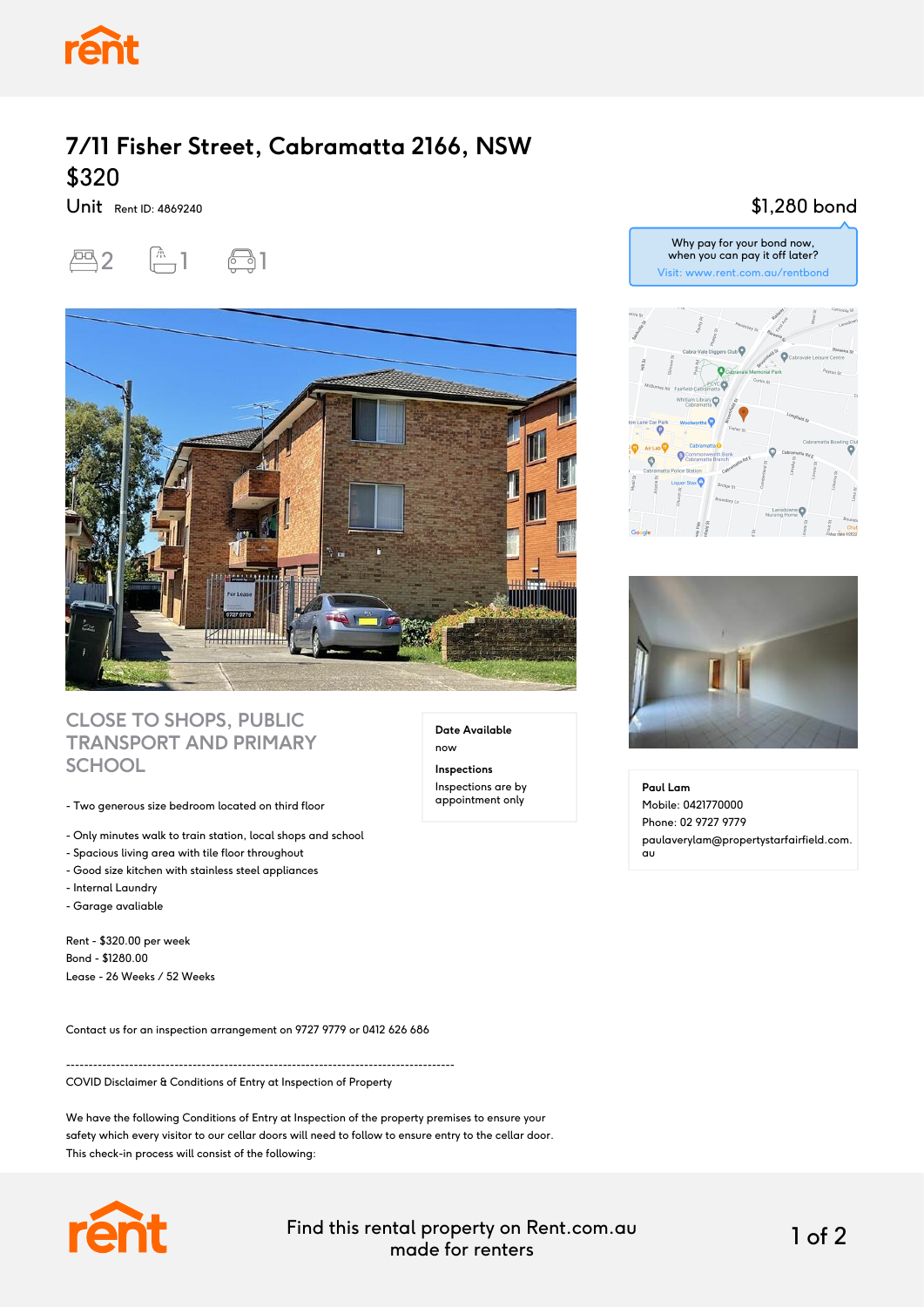# 7/11 Fisher Street, Cabramatta 2166, NSW

## $320

Unit Rent ID: 4869240

$1,280 bond

Why pay for your bond now, when you can pay it off later?
Visit: www.rent.com.au/rentbond

2 1 1

## CLOSE TO SHOPS, PUBLIC TRANSPORT AND PRIMARY SCHOOL

**Date Available**
now

**Inspections**
Inspections are by appointment only

- Two generous size bedroom located on third floor

- Only minutes walk to train station, local shops and school
- Spacious living area with tile floor throughout
- Good size kitchen with stainless steel appliances
- Internal Laundry
- Garage avaliable

Rent - $320.00 per week
Bond - $1280.00
Lease - 26 Weeks / 52 Weeks

Contact us for an inspection arrangement on 9727 9779 or 0412 626 686

-----------------------------------------------------------------------------------

COVID Disclaimer & Conditions of Entry at Inspection of Property

We have the following Conditions of Entry at Inspection of the property premises to ensure your safety which every visitor to our cellar doors will need to follow to ensure entry to the cellar door. This check-in process will consist of the following:

**Paul Lam**
Mobile: 0421770000
Phone: 02 9727 9779
paulaverylam@propertystarfairfield.com.au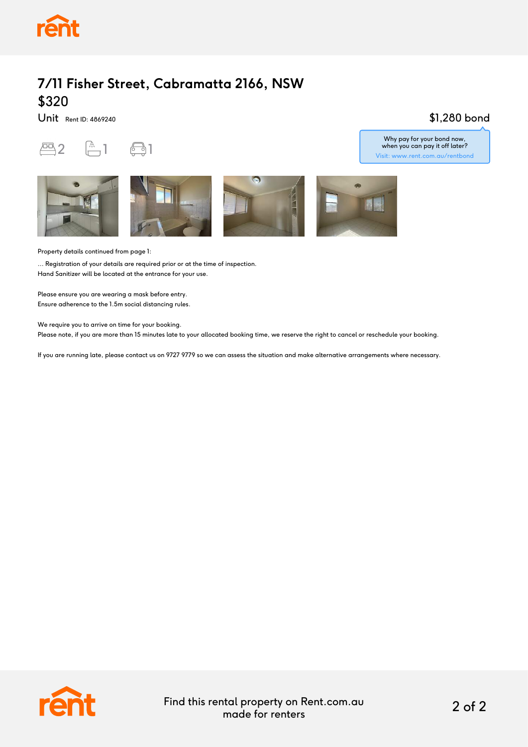# 7/11 Fisher Street, Cabramatta 2166, NSW

## $320

Unit Rent ID: 4869240

$1,280 bond

Why pay for your bond now, when you can pay it off later?
Visit: www.rent.com.au/rentbond

2 1 1

Property details continued from page 1:

... Registration of your details are required prior or at the time of inspection.
Hand Sanitizer will be located at the entrance for your use.

Please ensure you are wearing a mask before entry.
Ensure adherence to the 1.5m social distancing rules.

We require you to arrive on time for your booking.
Please note, if you are more than 15 minutes late to your allocated booking time, we reserve the right to cancel or reschedule your booking.

If you are running late, please contact us on 9727 9779 so we can assess the situation and make alternative arrangements where necessary.

Find this rental property on Rent.com.au
made for renters